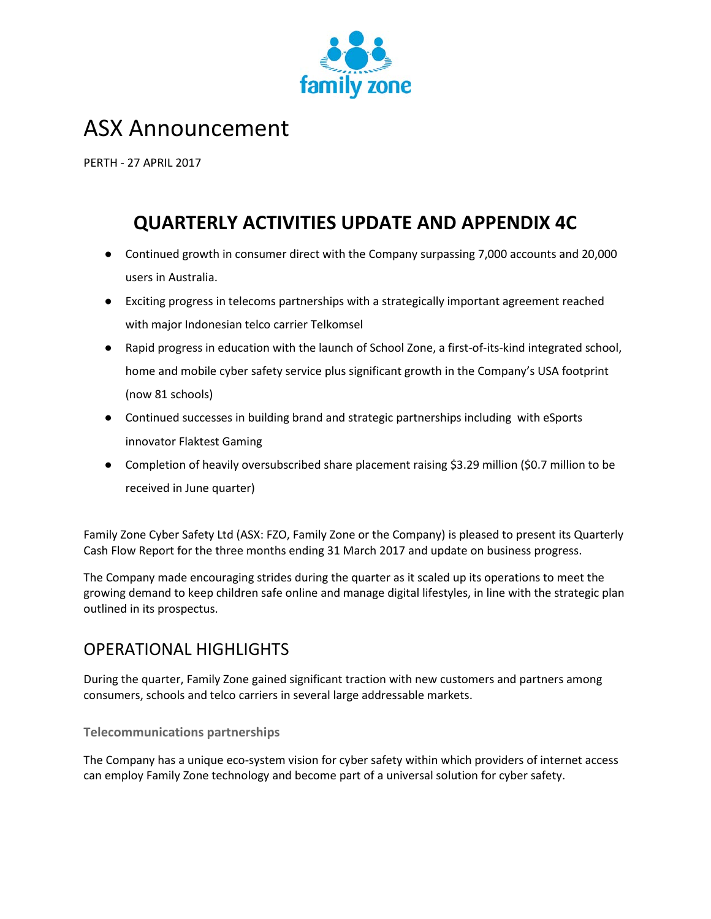# ASX Announcement

PERTH - 27 APRIL 2017

## QUARTERLY ACTIVITIES UPDATE AND APPENDIX 4C

- Continued growth in consumer direct with the Company surpassing 7,000 accounts and 20,000 users in Australia.
- Exciting progress in telecoms partnerships with a strategically important agreement reached with major Indonesian telco carrier Telkomsel
- Rapid progress in education with the launch of School Zone, a first-of-its-kind integrated school, home and mobile cyber safety service plus significant growth in the Company's USA footprint (now 81 schools)
- Continued successes in building brand and strategic partnerships including with eSports innovator Flaktest Gaming
- Completion of heavily oversubscribed share placement raising $3.29 million ($0.7 million to be received in June quarter)

Family Zone Cyber Safety Ltd (ASX: FZO, Family Zone or the Company) is pleased to present its Quarterly Cash Flow Report for the three months ending 31 March 2017 and update on business progress.

The Company made encouraging strides during the quarter as it scaled up its operations to meet the growing demand to keep children safe online and manage digital lifestyles, in line with the strategic plan outlined in its prospectus.

## OPERATIONAL HIGHLIGHTS

During the quarter, Family Zone gained significant traction with new customers and partners among consumers, schools and telco carriers in several large addressable markets.

### Telecommunications partnerships

The Company has a unique eco-system vision for cyber safety within which providers of internet access can employ Family Zone technology and become part of a universal solution for cyber safety.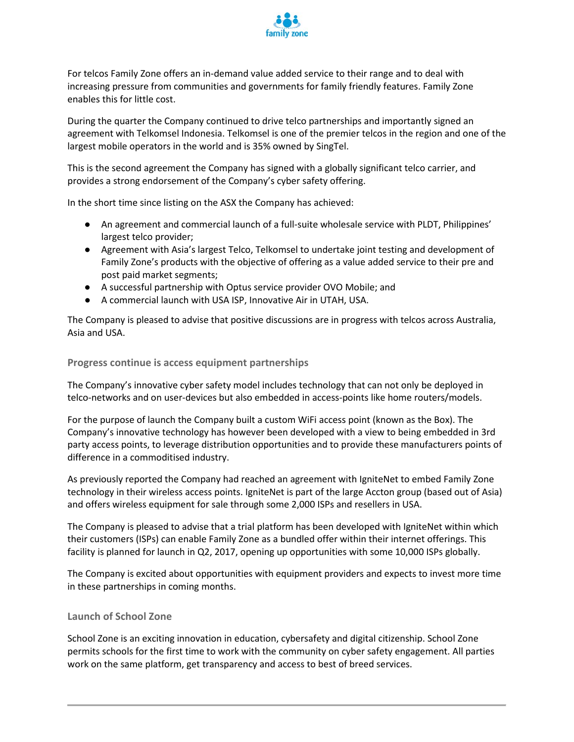For telcos Family Zone offers an in-demand value added service to their range and to deal with increasing pressure from communities and governments for family friendly features. Family Zone enables this for little cost.

During the quarter the Company continued to drive telco partnerships and importantly signed an agreement with Telkomsel Indonesia. Telkomsel is one of the premier telcos in the region and one of the largest mobile operators in the world and is 35% owned by SingTel.

This is the second agreement the Company has signed with a globally significant telco carrier, and provides a strong endorsement of the Company's cyber safety offering.

In the short time since listing on the ASX the Company has achieved:

- An agreement and commercial launch of a full-suite wholesale service with PLDT, Philippines' largest telco provider;
- Agreement with Asia's largest Telco, Telkomsel to undertake joint testing and development of Family Zone's products with the objective of offering as a value added service to their pre and post paid market segments;
- A successful partnership with Optus service provider OVO Mobile; and
- A commercial launch with USA ISP, Innovative Air in UTAH, USA.

The Company is pleased to advise that positive discussions are in progress with telcos across Australia, Asia and USA.

### Progress continue is access equipment partnerships

The Company's innovative cyber safety model includes technology that can not only be deployed in telco-networks and on user-devices but also embedded in access-points like home routers/models.

For the purpose of launch the Company built a custom WiFi access point (known as the Box). The Company's innovative technology has however been developed with a view to being embedded in 3rd party access points, to leverage distribution opportunities and to provide these manufacturers points of difference in a commoditised industry.

As previously reported the Company had reached an agreement with IgniteNet to embed Family Zone technology in their wireless access points. IgniteNet is part of the large Accton group (based out of Asia) and offers wireless equipment for sale through some 2,000 ISPs and resellers in USA.

The Company is pleased to advise that a trial platform has been developed with IgniteNet within which their customers (ISPs) can enable Family Zone as a bundled offer within their internet offerings. This facility is planned for launch in Q2, 2017, opening up opportunities with some 10,000 ISPs globally.

The Company is excited about opportunities with equipment providers and expects to invest more time in these partnerships in coming months.

### Launch of School Zone

School Zone is an exciting innovation in education, cybersafety and digital citizenship. School Zone permits schools for the first time to work with the community on cyber safety engagement. All parties work on the same platform, get transparency and access to best of breed services.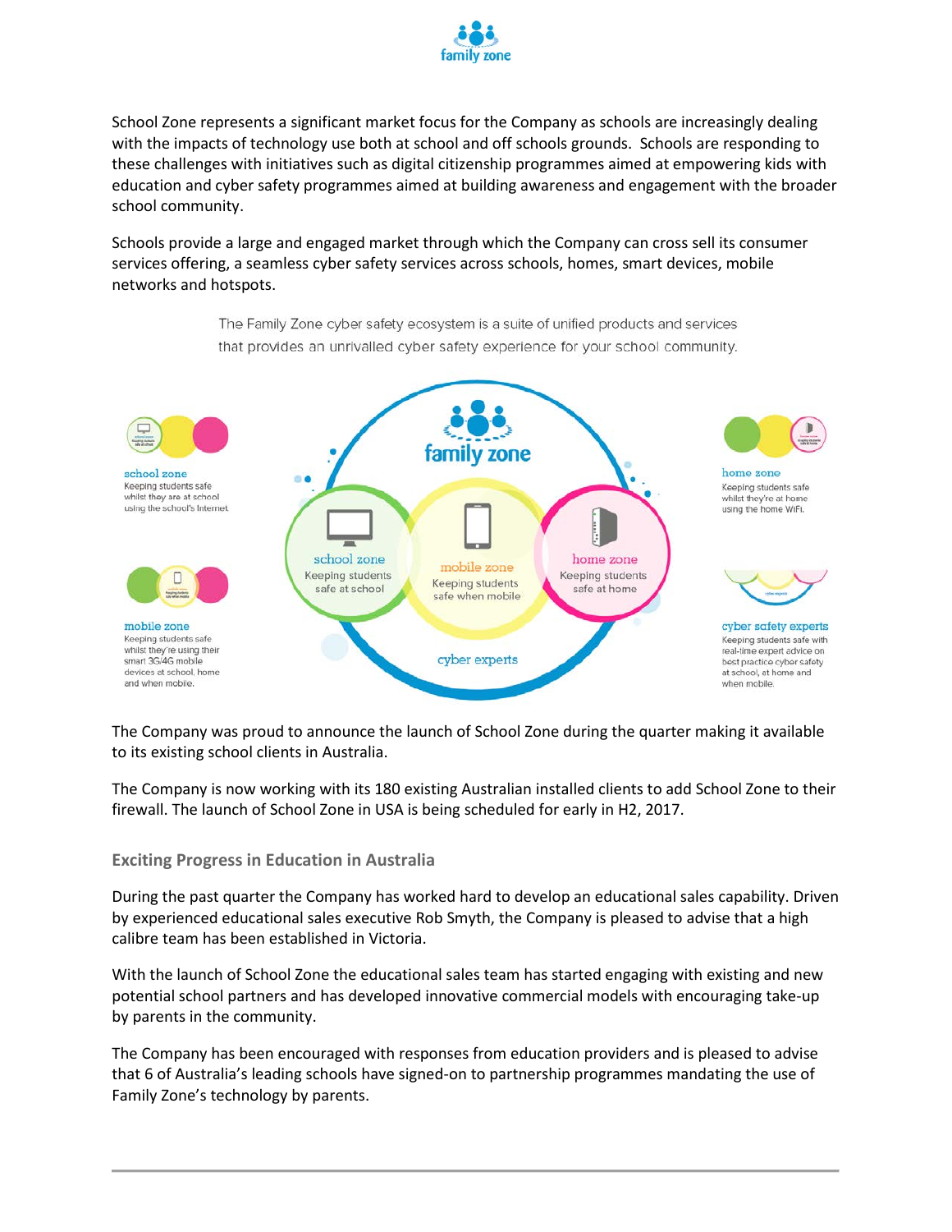School Zone represents a significant market focus for the Company as schools are increasingly dealing with the impacts of technology use both at school and off schools grounds. Schools are responding to these challenges with initiatives such as digital citizenship programmes aimed at empowering kids with education and cyber safety programmes aimed at building awareness and engagement with the broader school community.

Schools provide a large and engaged market through which the Company can cross sell its consumer services offering, a seamless cyber safety services across schools, homes, smart devices, mobile networks and hotspots.

The Family Zone cyber safety ecosystem is a suite of unified products and services that provides an unrivalled cyber safety experience for your school community.

**school zone** Keeping students safe whilst they are at school using the school's Internet

**mobile zone** Keeping students safe whilst they're using their smart 3G/4G mobile devices at school, home and when mobile.

**home zone** Keeping students safe whilst they're at home using the home WiFi.

**cyber safety experts** Keeping students safe with real-time expert advice on best practice cyber safety at school, at home and when mobile.

The Company was proud to announce the launch of School Zone during the quarter making it available to its existing school clients in Australia.

The Company is now working with its 180 existing Australian installed clients to add School Zone to their firewall. The launch of School Zone in USA is being scheduled for early in H2, 2017.

### Exciting Progress in Education in Australia

During the past quarter the Company has worked hard to develop an educational sales capability. Driven by experienced educational sales executive Rob Smyth, the Company is pleased to advise that a high calibre team has been established in Victoria.

With the launch of School Zone the educational sales team has started engaging with existing and new potential school partners and has developed innovative commercial models with encouraging take-up by parents in the community.

The Company has been encouraged with responses from education providers and is pleased to advise that 6 of Australia's leading schools have signed-on to partnership programmes mandating the use of Family Zone's technology by parents.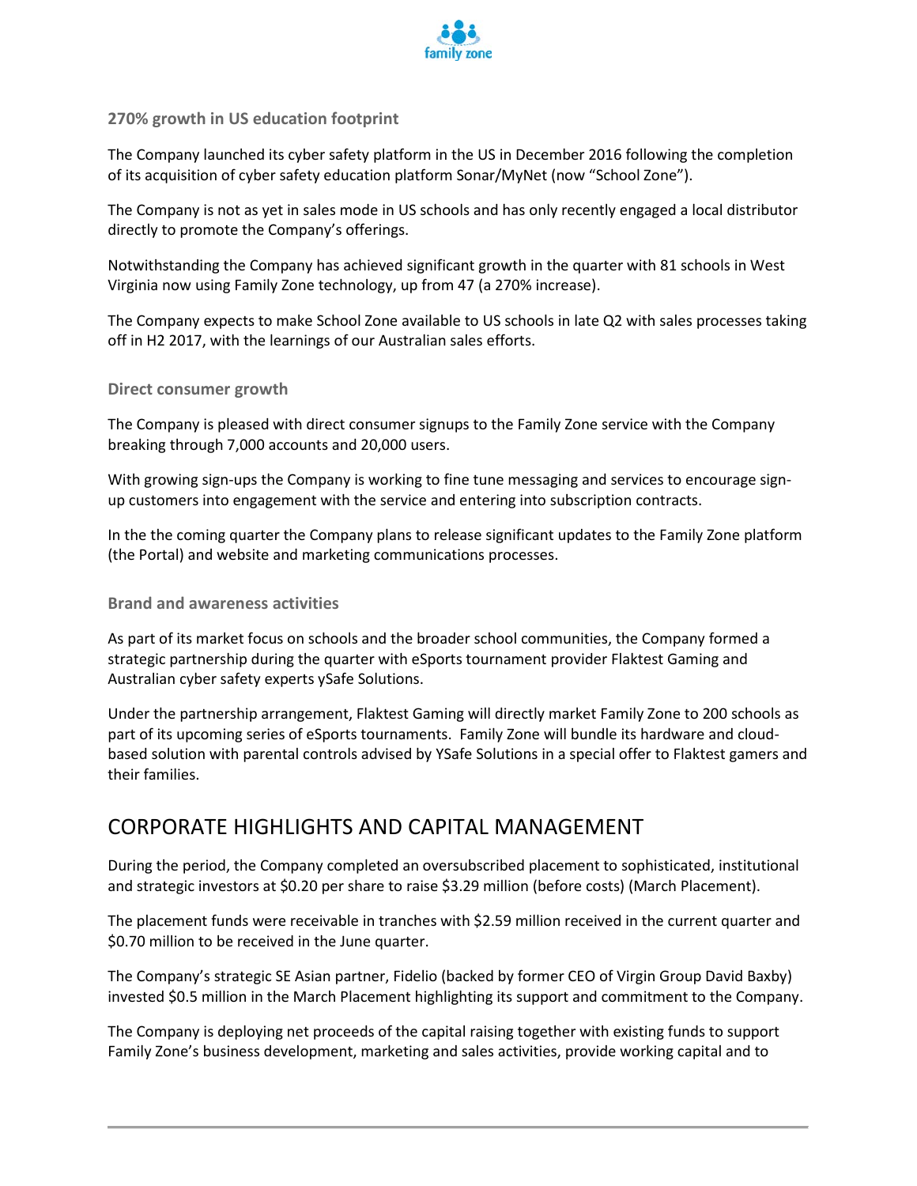### 270% growth in US education footprint

The Company launched its cyber safety platform in the US in December 2016 following the completion of its acquisition of cyber safety education platform Sonar/MyNet (now "School Zone").

The Company is not as yet in sales mode in US schools and has only recently engaged a local distributor directly to promote the Company's offerings.

Notwithstanding the Company has achieved significant growth in the quarter with 81 schools in West Virginia now using Family Zone technology, up from 47 (a 270% increase).

The Company expects to make School Zone available to US schools in late Q2 with sales processes taking off in H2 2017, with the learnings of our Australian sales efforts.

### Direct consumer growth

The Company is pleased with direct consumer signups to the Family Zone service with the Company breaking through 7,000 accounts and 20,000 users.

With growing sign-ups the Company is working to fine tune messaging and services to encourage sign-up customers into engagement with the service and entering into subscription contracts.

In the the coming quarter the Company plans to release significant updates to the Family Zone platform (the Portal) and website and marketing communications processes.

### Brand and awareness activities

As part of its market focus on schools and the broader school communities, the Company formed a strategic partnership during the quarter with eSports tournament provider Flaktest Gaming and Australian cyber safety experts ySafe Solutions.

Under the partnership arrangement, Flaktest Gaming will directly market Family Zone to 200 schools as part of its upcoming series of eSports tournaments. Family Zone will bundle its hardware and cloud-based solution with parental controls advised by YSafe Solutions in a special offer to Flaktest gamers and their families.

## CORPORATE HIGHLIGHTS AND CAPITAL MANAGEMENT

During the period, the Company completed an oversubscribed placement to sophisticated, institutional and strategic investors at $0.20 per share to raise $3.29 million (before costs) (March Placement).

The placement funds were receivable in tranches with $2.59 million received in the current quarter and $0.70 million to be received in the June quarter.

The Company's strategic SE Asian partner, Fidelio (backed by former CEO of Virgin Group David Baxby) invested $0.5 million in the March Placement highlighting its support and commitment to the Company.

The Company is deploying net proceeds of the capital raising together with existing funds to support Family Zone's business development, marketing and sales activities, provide working capital and to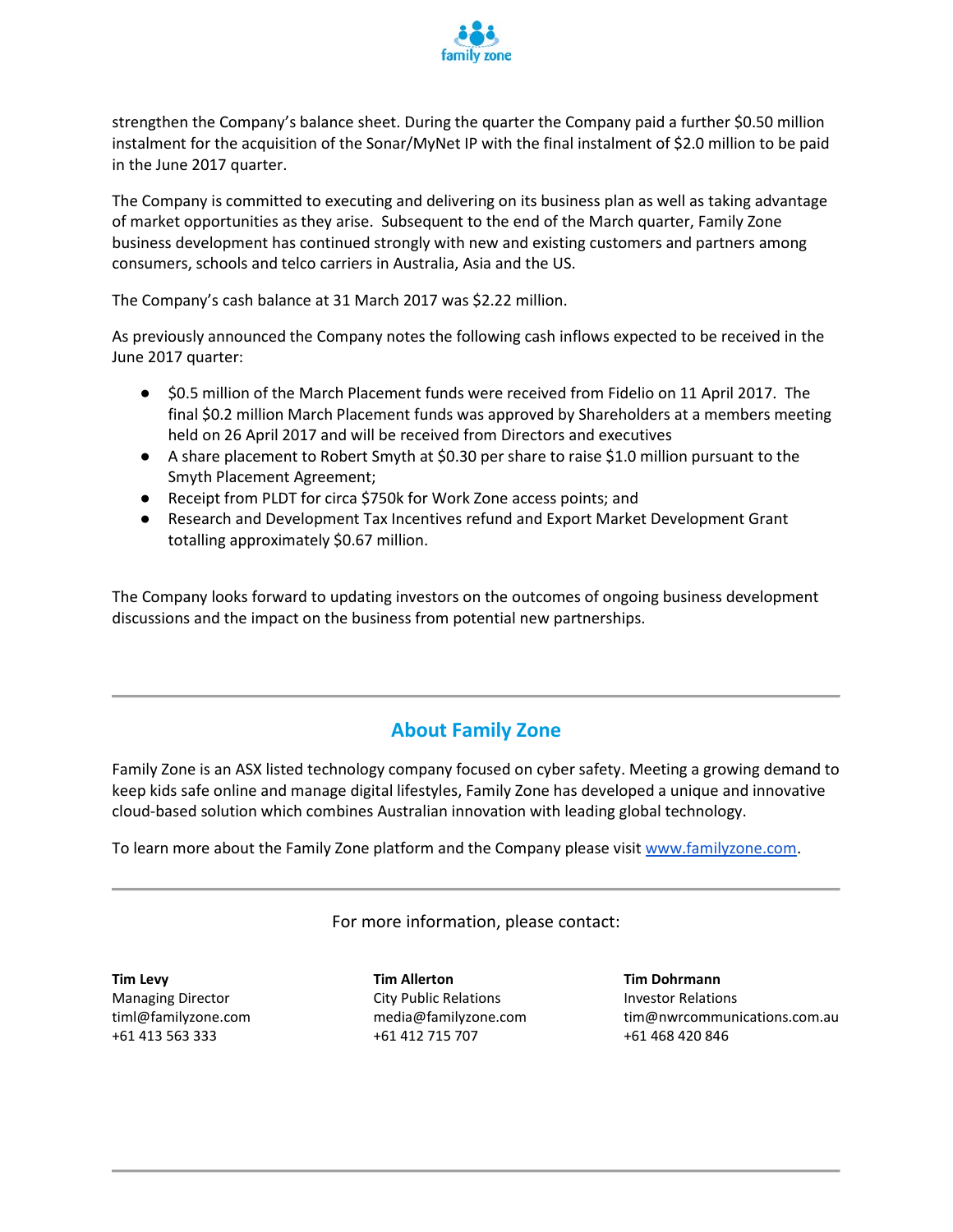strengthen the Company's balance sheet. During the quarter the Company paid a further $0.50 million instalment for the acquisition of the Sonar/MyNet IP with the final instalment of $2.0 million to be paid in the June 2017 quarter.

The Company is committed to executing and delivering on its business plan as well as taking advantage of market opportunities as they arise. Subsequent to the end of the March quarter, Family Zone business development has continued strongly with new and existing customers and partners among consumers, schools and telco carriers in Australia, Asia and the US.

The Company's cash balance at 31 March 2017 was $2.22 million.

As previously announced the Company notes the following cash inflows expected to be received in the June 2017 quarter:

- $0.5 million of the March Placement funds were received from Fidelio on 11 April 2017. The final $0.2 million March Placement funds was approved by Shareholders at a members meeting held on 26 April 2017 and will be received from Directors and executives
- A share placement to Robert Smyth at $0.30 per share to raise $1.0 million pursuant to the Smyth Placement Agreement;
- Receipt from PLDT for circa $750k for Work Zone access points; and
- Research and Development Tax Incentives refund and Export Market Development Grant totalling approximately $0.67 million.

The Company looks forward to updating investors on the outcomes of ongoing business development discussions and the impact on the business from potential new partnerships.

---

## About Family Zone

Family Zone is an ASX listed technology company focused on cyber safety. Meeting a growing demand to keep kids safe online and manage digital lifestyles, Family Zone has developed a unique and innovative cloud-based solution which combines Australian innovation with leading global technology.

To learn more about the Family Zone platform and the Company please visit www.familyzone.com.

---

For more information, please contact:

**Tim Levy**
Managing Director
timl@familyzone.com
+61 413 563 333

**Tim Allerton**
City Public Relations
media@familyzone.com
+61 412 715 707

**Tim Dohrmann**
Investor Relations
tim@nwrcommunications.com.au
+61 468 420 846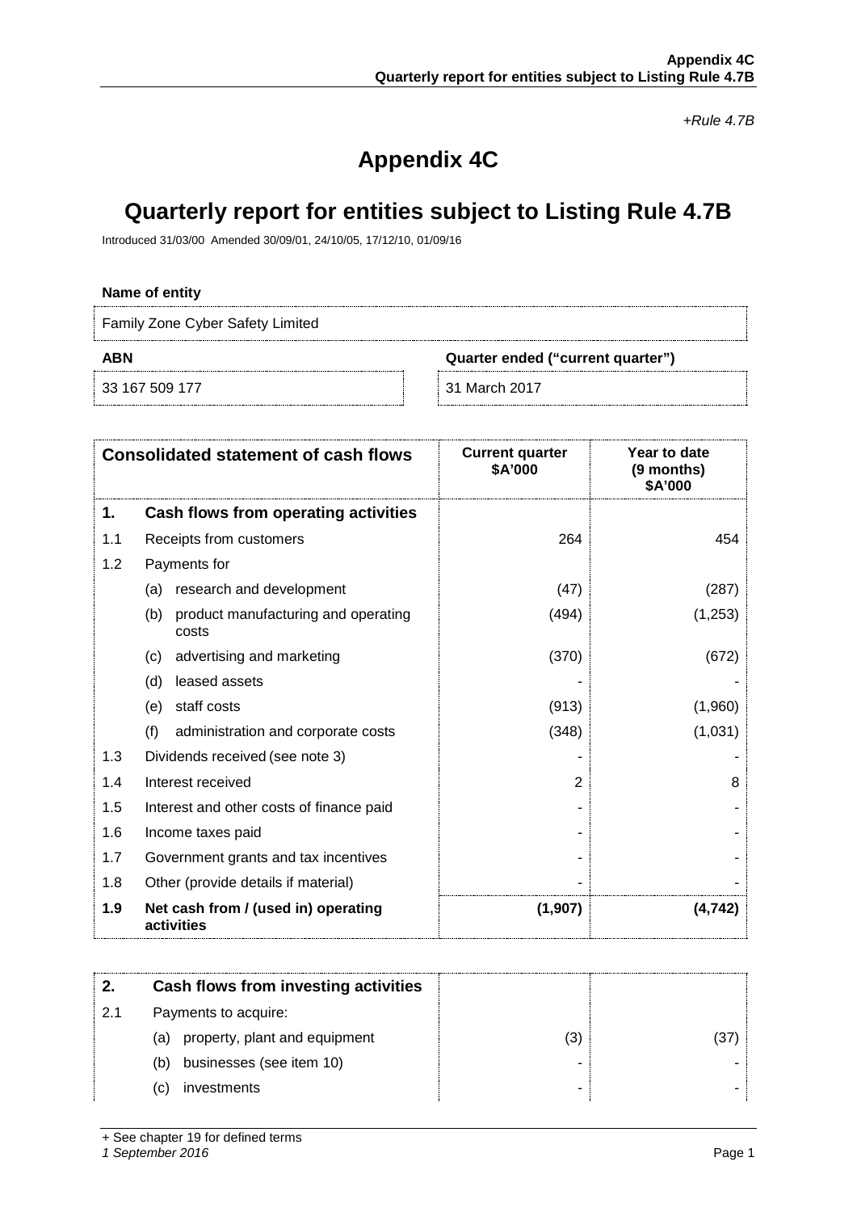*+Rule 4.7B*

# Appendix 4C

# Quarterly report for entities subject to Listing Rule 4.7B

Introduced 31/03/00 Amended 30/09/01, 24/10/05, 17/12/10, 01/09/16

**Name of entity**

Family Zone Cyber Safety Limited

| ABN | Quarter ended ("current quarter") |
|---|---|
| 33 167 509 177 | 31 March 2017 |

| | Consolidated statement of cash flows | Current quarter $A'000 | Year to date (9 months) $A'000 |
|---|---|---|---|
| **1.** | **Cash flows from operating activities** | | |
| 1.1 | Receipts from customers | 264 | 454 |
| 1.2 | Payments for | | |
| | (a) research and development | (47) | (287) |
| | (b) product manufacturing and operating costs | (494) | (1,253) |
| | (c) advertising and marketing | (370) | (672) |
| | (d) leased assets | - | - |
| | (e) staff costs | (913) | (1,960) |
| | (f) administration and corporate costs | (348) | (1,031) |
| 1.3 | Dividends received (see note 3) | - | - |
| 1.4 | Interest received | 2 | 8 |
| 1.5 | Interest and other costs of finance paid | - | - |
| 1.6 | Income taxes paid | - | - |
| 1.7 | Government grants and tax incentives | - | - |
| 1.8 | Other (provide details if material) | - | - |
| **1.9** | **Net cash from / (used in) operating activities** | **(1,907)** | **(4,742)** |

| | | | |
|---|---|---|---|
| **2.** | **Cash flows from investing activities** | | |
| 2.1 | Payments to acquire: | | |
| | (a) property, plant and equipment | (3) | (37) |
| | (b) businesses (see item 10) | - | - |
| | (c) investments | - | - |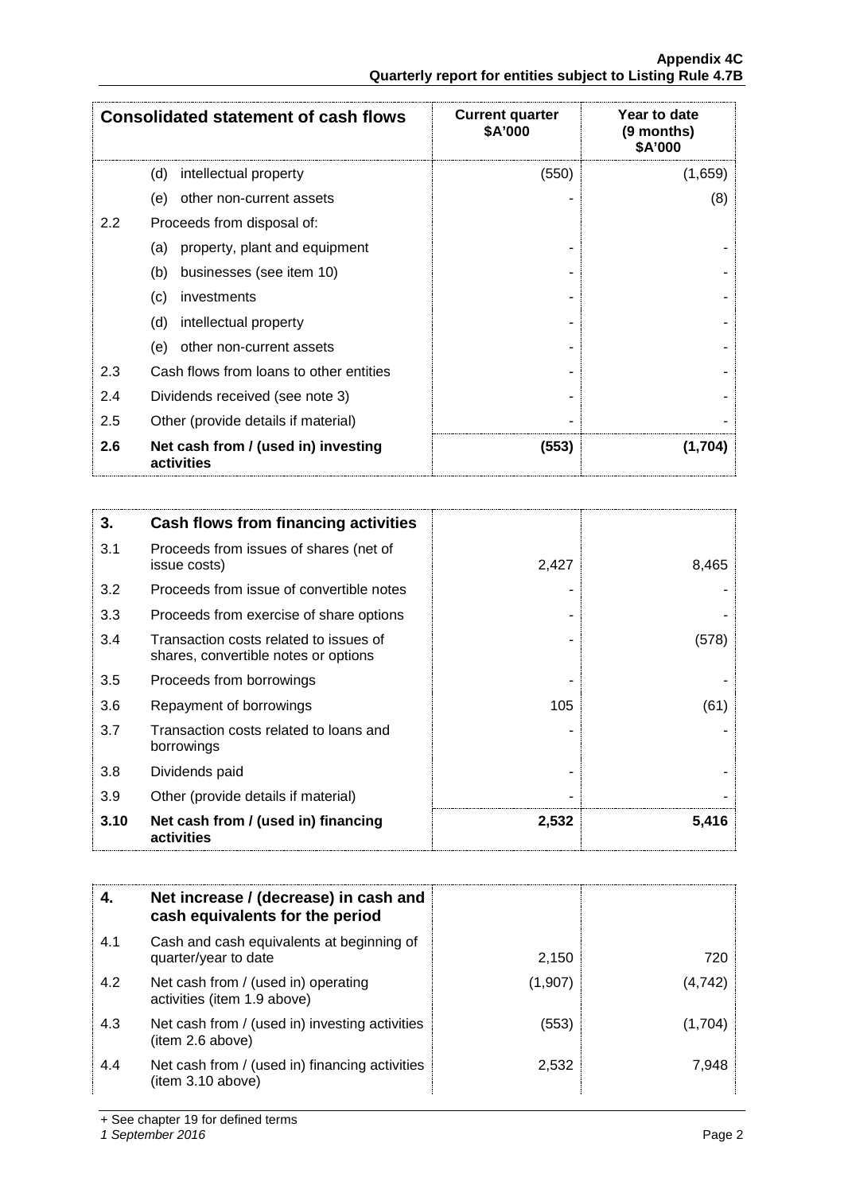| Consolidated statement of cash flows | | Current quarter \$A'000 | Year to date (9 months) \$A'000 |
|---|---|---|---|
| | (d) intellectual property | (550) | (1,659) |
| | (e) other non-current assets | - | (8) |
| 2.2 | Proceeds from disposal of: | | |
| | (a) property, plant and equipment | - | - |
| | (b) businesses (see item 10) | - | - |
| | (c) investments | - | - |
| | (d) intellectual property | - | - |
| | (e) other non-current assets | - | - |
| 2.3 | Cash flows from loans to other entities | - | - |
| 2.4 | Dividends received (see note 3) | - | - |
| 2.5 | Other (provide details if material) | - | - |
| **2.6** | **Net cash from / (used in) investing activities** | **(553)** | **(1,704)** |

| 3. | Cash flows from financing activities | | |
|---|---|---|---|
| 3.1 | Proceeds from issues of shares (net of issue costs) | 2,427 | 8,465 |
| 3.2 | Proceeds from issue of convertible notes | - | - |
| 3.3 | Proceeds from exercise of share options | - | - |
| 3.4 | Transaction costs related to issues of shares, convertible notes or options | - | (578) |
| 3.5 | Proceeds from borrowings | - | - |
| 3.6 | Repayment of borrowings | 105 | (61) |
| 3.7 | Transaction costs related to loans and borrowings | - | - |
| 3.8 | Dividends paid | - | - |
| 3.9 | Other (provide details if material) | - | - |
| **3.10** | **Net cash from / (used in) financing activities** | **2,532** | **5,416** |

| 4. | Net increase / (decrease) in cash and cash equivalents for the period | | |
|---|---|---|---|
| 4.1 | Cash and cash equivalents at beginning of quarter/year to date | 2,150 | 720 |
| 4.2 | Net cash from / (used in) operating activities (item 1.9 above) | (1,907) | (4,742) |
| 4.3 | Net cash from / (used in) investing activities (item 2.6 above) | (553) | (1,704) |
| 4.4 | Net cash from / (used in) financing activities (item 3.10 above) | 2,532 | 7,948 |

+ See chapter 19 for defined terms

*1 September 2016*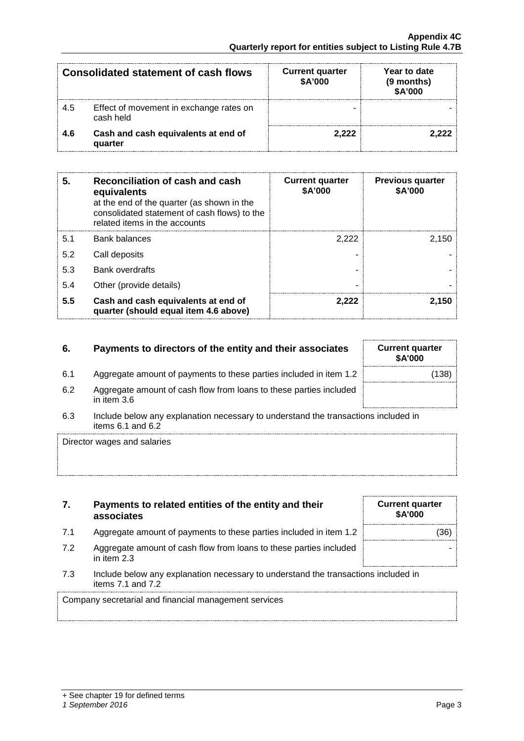| Consolidated statement of cash flows | | Current quarter $A'000 | Year to date (9 months) $A'000 |
|---|---|---|---|
| 4.5 | Effect of movement in exchange rates on cash held | - | - |
| **4.6** | **Cash and cash equivalents at end of quarter** | **2,222** | **2,222** |

| **5.** | **Reconciliation of cash and cash equivalents** at the end of the quarter (as shown in the consolidated statement of cash flows) to the related items in the accounts | **Current quarter $A'000** | **Previous quarter $A'000** |
|---|---|---|---|
| 5.1 | Bank balances | 2,222 | 2,150 |
| 5.2 | Call deposits | - | - |
| 5.3 | Bank overdrafts | - | - |
| 5.4 | Other (provide details) | - | - |
| **5.5** | **Cash and cash equivalents at end of quarter (should equal item 4.6 above)** | **2,222** | **2,150** |

| **6.** | **Payments to directors of the entity and their associates** | **Current quarter $A'000** |
|---|---|---|
| 6.1 | Aggregate amount of payments to these parties included in item 1.2 | (138) |
| 6.2 | Aggregate amount of cash flow from loans to these parties included in item 3.6 | |

6.3 Include below any explanation necessary to understand the transactions included in items 6.1 and 6.2

Director wages and salaries

| **7.** | **Payments to related entities of the entity and their associates** | **Current quarter $A'000** |
|---|---|---|
| 7.1 | Aggregate amount of payments to these parties included in item 1.2 | (36) |
| 7.2 | Aggregate amount of cash flow from loans to these parties included in item 2.3 | - |

7.3 Include below any explanation necessary to understand the transactions included in items 7.1 and 7.2

Company secretarial and financial management services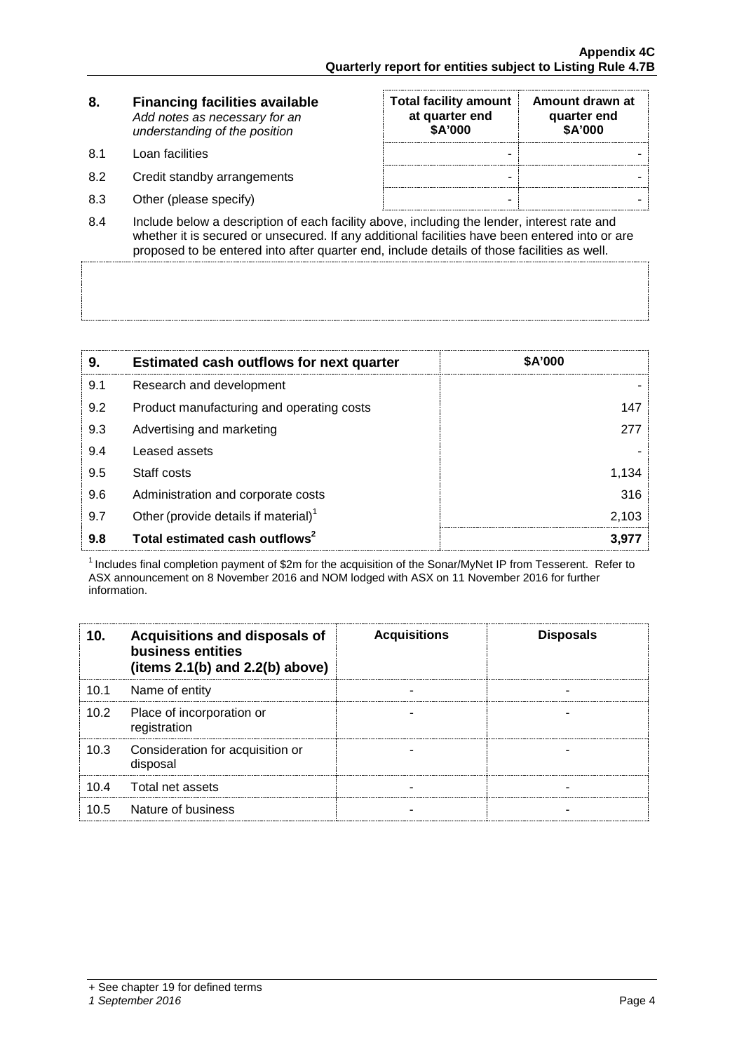| 8. | **Financing facilities available** *Add notes as necessary for an understanding of the position* | **Total facility amount at quarter end $A'000** | **Amount drawn at quarter end $A'000** |
|---|---|---|---|
| 8.1 | Loan facilities | - | - |
| 8.2 | Credit standby arrangements | - | - |
| 8.3 | Other (please specify) | - | - |

8.4 Include below a description of each facility above, including the lender, interest rate and whether it is secured or unsecured. If any additional facilities have been entered into or are proposed to be entered into after quarter end, include details of those facilities as well.

| 9. | **Estimated cash outflows for next quarter** | **$A'000** |
|---|---|---|
| 9.1 | Research and development | - |
| 9.2 | Product manufacturing and operating costs | 147 |
| 9.3 | Advertising and marketing | 277 |
| 9.4 | Leased assets | - |
| 9.5 | Staff costs | 1,134 |
| 9.6 | Administration and corporate costs | 316 |
| 9.7 | Other (provide details if material)[1] | 2,103 |
| **9.8** | **Total estimated cash outflows[2]** | **3,977** |

[1] Includes final completion payment of $2m for the acquisition of the Sonar/MyNet IP from Tesserent. Refer to ASX announcement on 8 November 2016 and NOM lodged with ASX on 11 November 2016 for further information.

| 10. | **Acquisitions and disposals of business entities (items 2.1(b) and 2.2(b) above)** | **Acquisitions** | **Disposals** |
|---|---|---|---|
| 10.1 | Name of entity | - | - |
| 10.2 | Place of incorporation or registration | - | - |
| 10.3 | Consideration for acquisition or disposal | - | - |
| 10.4 | Total net assets | - | - |
| 10.5 | Nature of business | - | - |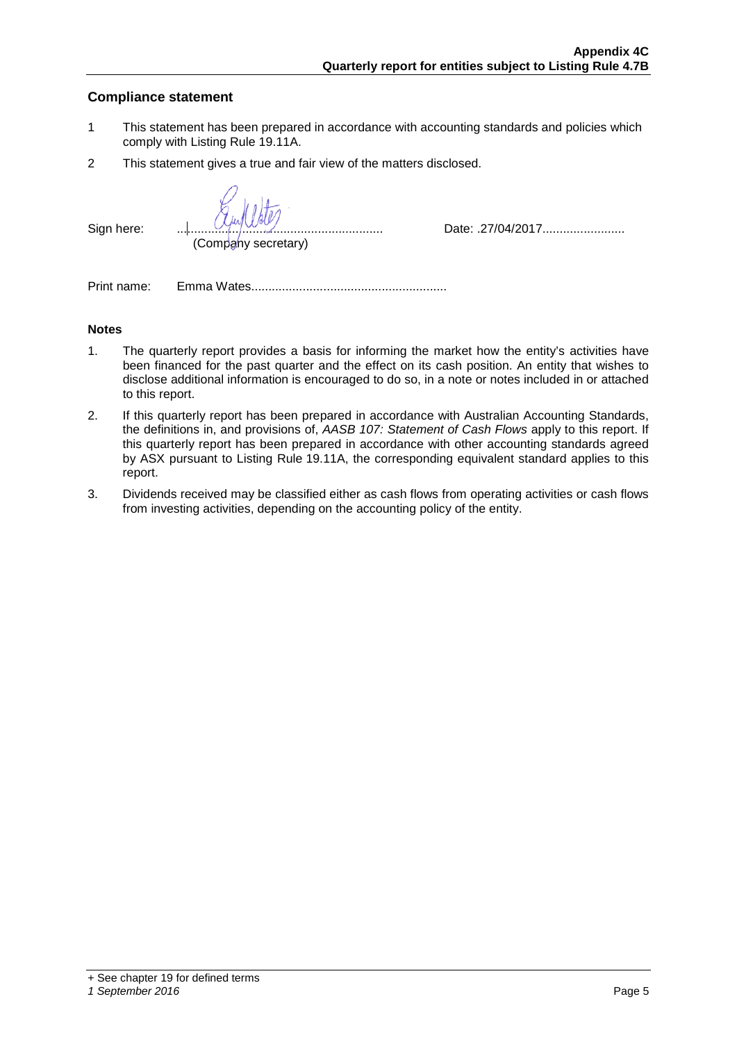## Compliance statement

1 This statement has been prepared in accordance with accounting standards and policies which comply with Listing Rule 19.11A.

2 This statement gives a true and fair view of the matters disclosed.

Sign here: ............................................................ Date: .27/04/2017........................
(Company secretary)

Print name: Emma Wates.........................................................

### Notes

1. The quarterly report provides a basis for informing the market how the entity's activities have been financed for the past quarter and the effect on its cash position. An entity that wishes to disclose additional information is encouraged to do so, in a note or notes included in or attached to this report.

2. If this quarterly report has been prepared in accordance with Australian Accounting Standards, the definitions in, and provisions of, *AASB 107: Statement of Cash Flows* apply to this report. If this quarterly report has been prepared in accordance with other accounting standards agreed by ASX pursuant to Listing Rule 19.11A, the corresponding equivalent standard applies to this report.

3. Dividends received may be classified either as cash flows from operating activities or cash flows from investing activities, depending on the accounting policy of the entity.